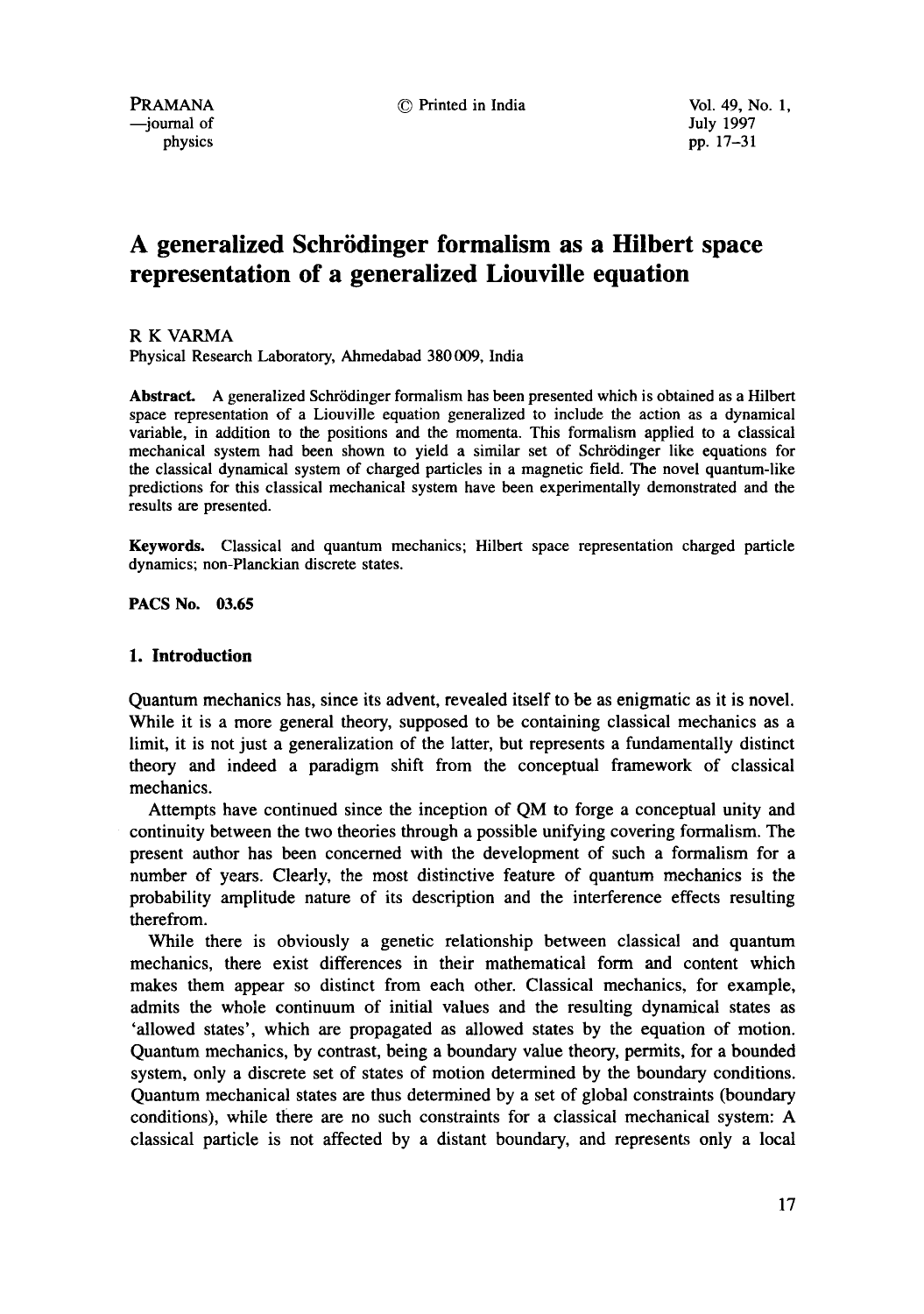# A generalized Schrödinger formalism as a Hilbert space representation of a generalized Liouville equation

R K VARMA

Physical Research Laboratory, Ahmedabad 380 009, India

**Abstract.** A generalized Schrödinger formalism has been presented which is obtained as a Hilbert space representation of a Liouville equation generalized to include the action as a dynamical variable, in addition to the positions and the momenta. This formalism applied to a classical mechanical system had been shown to yield a similar set of Schrödinger like equations for the classical dynamical system of charged particles in a magnetic field. The novel quantum-like predictions for this classical mechanical system have been experimentally demonstrated and the results are presented.

**Keywords.** Classical and quantum mechanics; Hilbert space representation charged particle dynamics; non-Planckian discrete states.

**PACS No. 03.65**

## 1. Introduction

Quantum mechanics has, since its advent, revealed itself to be as enigmatic as it is novel. While it is a more general theory, supposed to be containing classical mechanics as a limit, it is not just a generalization of the latter, but represents a fundamentally distinct theory and indeed a paradigm shift from the conceptual framework of classical mechanics.

Attempts have continued since the inception of QM to forge a conceptual unity and continuity between the two theories through a possible unifying covering formalism. The present author has been concerned with the development of such a formalism for a number of years. Clearly, the most distinctive feature of quantum mechanics is the probability amplitude nature of its description and the interference effects resulting therefrom.

While there is obviously a genetic relationship between classical and quantum mechanics, there exist differences in their mathematical form and content which makes them appear so distinct from each other. Classical mechanics, for example, admits the whole continuum of initial values and the resulting dynamical states as 'allowed states', which are propagated as allowed states by the equation of motion. Quantum mechanics, by contrast, being a boundary value theory, permits, for a bounded system, only a discrete set of states of motion determined by the boundary conditions. Quantum mechanical states are thus determined by a set of global constraints (boundary conditions), while there are no such constraints for a classical mechanical system: A classical particle is not affected by a distant boundary, and represents only a local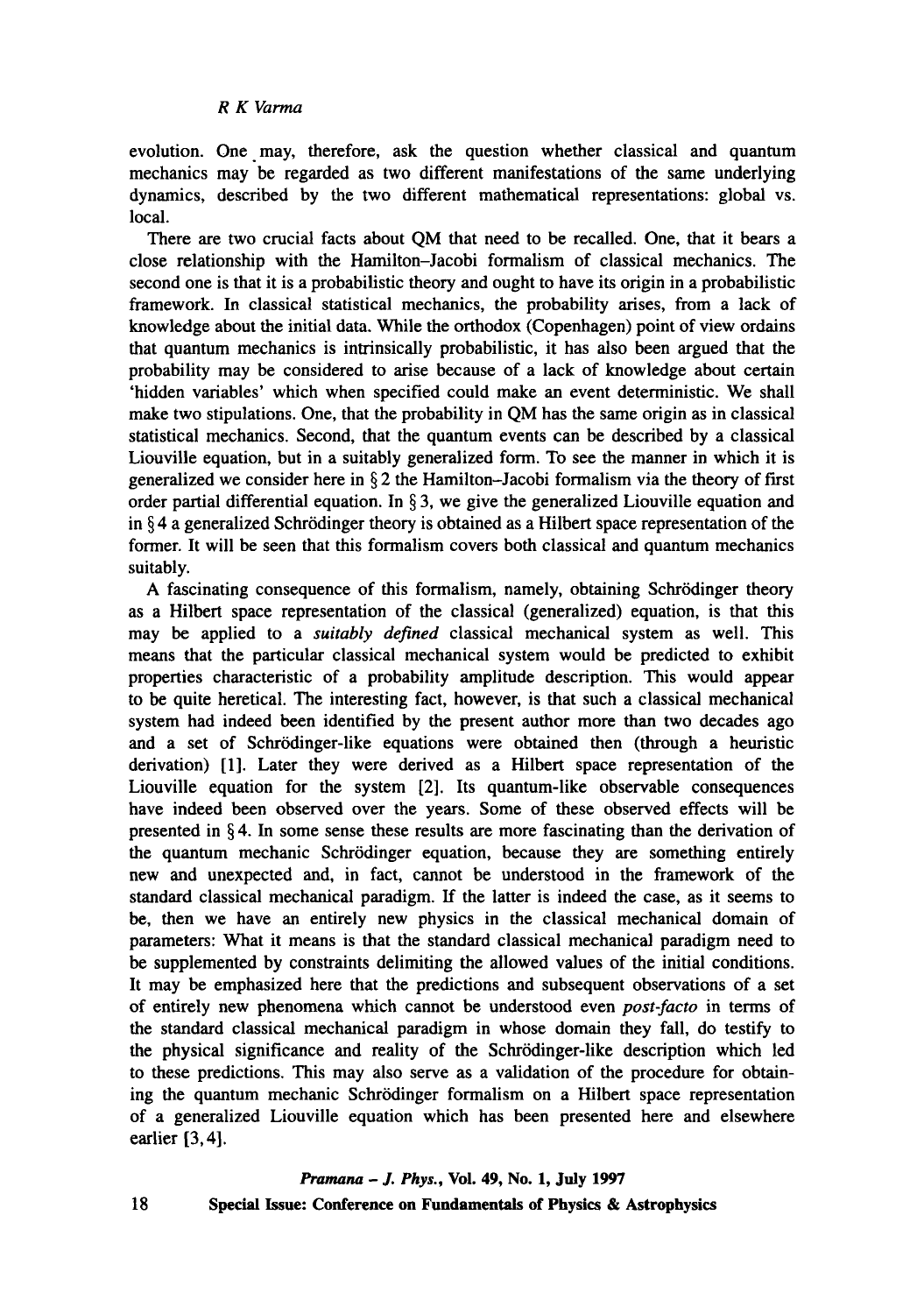evolution. One may, therefore, ask the question whether classical and quantum mechanics may be regarded as two different manifestations of the same underlying dynamics, described by the two different mathematical representations: global vs. local.

There are two crucial facts about QM that need to be recalled. One, that it bears a close relationship with the Hamilton–Jacobi formalism of classical mechanics. The second one is that it is a probabilistic theory and ought to have its origin in a probabilistic framework. In classical statistical mechanics, the probability arises, from a lack of knowledge about the initial data. While the orthodox (Copenhagen) point of view ordains that quantum mechanics is intrinsically probabilistic, it has also been argued that the probability may be considered to arise because of a lack of knowledge about certain 'hidden variables' which when specified could make an event deterministic. We shall make two stipulations. One, that the probability in QM has the same origin as in classical statistical mechanics. Second, that the quantum events can be described by a classical Liouville equation, but in a suitably generalized form. To see the manner in which it is generalized we consider here in § 2 the Hamilton–Jacobi formalism via the theory of first order partial differential equation. In § 3, we give the generalized Liouville equation and in § 4 a generalized Schrödinger theory is obtained as a Hilbert space representation of the former. It will be seen that this formalism covers both classical and quantum mechanics suitably.

A fascinating consequence of this formalism, namely, obtaining Schrödinger theory as a Hilbert space representation of the classical (generalized) equation, is that this may be applied to a *suitably defined* classical mechanical system as well. This means that the particular classical mechanical system would be predicted to exhibit properties characteristic of a probability amplitude description. This would appear to be quite heretical. The interesting fact, however, is that such a classical mechanical system had indeed been identified by the present author more than two decades ago and a set of Schrödinger-like equations were obtained then (through a heuristic derivation) [1]. Later they were derived as a Hilbert space representation of the Liouville equation for the system [2]. Its quantum-like observable consequences have indeed been observed over the years. Some of these observed effects will be presented in § 4. In some sense these results are more fascinating than the derivation of the quantum mechanic Schrödinger equation, because they are something entirely new and unexpected and, in fact, cannot be understood in the framework of the standard classical mechanical paradigm. If the latter is indeed the case, as it seems to be, then we have an entirely new physics in the classical mechanical domain of parameters: What it means is that the standard classical mechanical paradigm need to be supplemented by constraints delimiting the allowed values of the initial conditions. It may be emphasized here that the predictions and subsequent observations of a set of entirely new phenomena which cannot be understood even *post-facto* in terms of the standard classical mechanical paradigm in whose domain they fall, do testify to the physical significance and reality of the Schrödinger-like description which led to these predictions. This may also serve as a validation of the procedure for obtaining the quantum mechanic Schrödinger formalism on a Hilbert space representation of a generalized Liouville equation which has been presented here and elsewhere earlier [3, 4].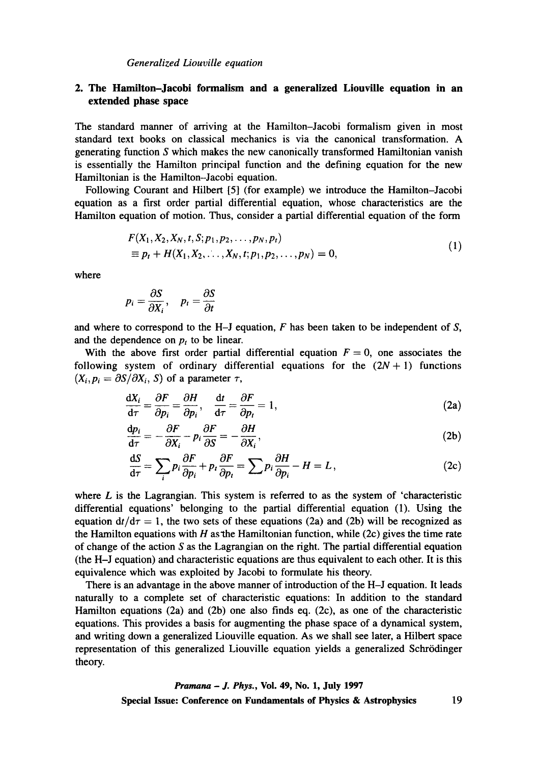## 2. The Hamilton–Jacobi formalism and a generalized Liouville equation in an extended phase space

The standard manner of arriving at the Hamilton–Jacobi formalism given in most standard text books on classical mechanics is via the canonical transformation. A generating function $S$ which makes the new canonically transformed Hamiltonian vanish is essentially the Hamilton principal function and the defining equation for the new Hamiltonian is the Hamilton–Jacobi equation.

Following Courant and Hilbert [5] (for example) we introduce the Hamilton–Jacobi equation as a first order partial differential equation, whose characteristics are the Hamilton equation of motion. Thus, consider a partial differential equation of the form

$$F(X_1, X_2, X_N, t, S; p_1, p_2, \ldots, p_N, p_t) \\ \equiv p_t + H(X_1, X_2, \ldots, X_N, t; p_1, p_2, \ldots, p_N) = 0, \tag{1}$$

where

$$p_i = \frac{\partial S}{\partial X_i}, \quad p_t = \frac{\partial S}{\partial t}$$

and where to correspond to the H–J equation, $F$ has been taken to be independent of $S$, and the dependence on $p_t$ to be linear.

With the above first order partial differential equation $F = 0$, one associates the following system of ordinary differential equations for the $(2N+1)$ functions $(X_i, p_i = \partial S / \partial X_i, S)$ of a parameter $\tau$,

$$\frac{dX_i}{d\tau} = \frac{\partial F}{\partial p_i} = \frac{\partial H}{\partial p_i}, \quad \frac{dt}{d\tau} = \frac{\partial F}{\partial p_t} = 1, \tag{2a}$$

$$\frac{dp_i}{d\tau} = -\frac{\partial F}{\partial X_i} - p_i \frac{\partial F}{\partial S} = -\frac{\partial H}{\partial X_i}, \tag{2b}$$

$$\frac{dS}{d\tau} = \sum_i p_i \frac{\partial F}{\partial p_i} + p_t \frac{\partial F}{\partial p_t} = \sum p_i \frac{\partial H}{\partial p_i} - H = L, \tag{2c}$$

where $L$ is the Lagrangian. This system is referred to as the system of 'characteristic differential equations' belonging to the partial differential equation (1). Using the equation $dt/d\tau = 1$, the two sets of these equations (2a) and (2b) will be recognized as the Hamilton equations with $H$ as the Hamiltonian function, while (2c) gives the time rate of change of the action $S$ as the Lagrangian on the right. The partial differential equation (the H–J equation) and characteristic equations are thus equivalent to each other. It is this equivalence which was exploited by Jacobi to formulate his theory.

There is an advantage in the above manner of introduction of the H–J equation. It leads naturally to a complete set of characteristic equations: In addition to the standard Hamilton equations (2a) and (2b) one also finds eq. (2c), as one of the characteristic equations. This provides a basis for augmenting the phase space of a dynamical system, and writing down a generalized Liouville equation. As we shall see later, a Hilbert space representation of this generalized Liouville equation yields a generalized Schrödinger theory.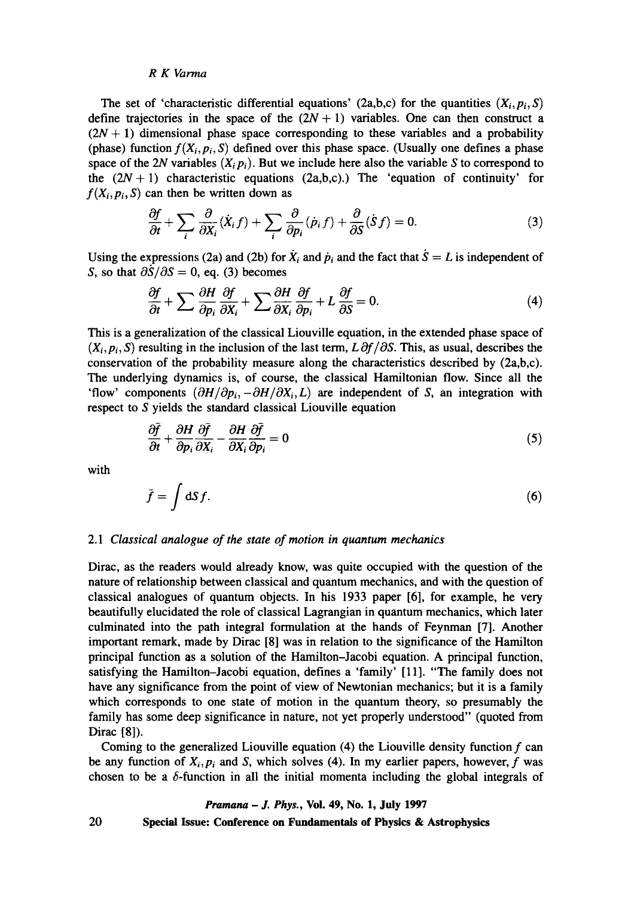The set of 'characteristic differential equations' (2a,b,c) for the quantities $(X_i, p_i, S)$ define trajectories in the space of the $(2N+1)$ variables. One can then construct a $(2N+1)$ dimensional phase space corresponding to these variables and a probability (phase) function $f(X_i, p_i, S)$ defined over this phase space. (Usually one defines a phase space of the $2N$ variables $(X_i p_i)$. But we include here also the variable $S$ to correspond to the $(2N+1)$ characteristic equations (2a,b,c).) The 'equation of continuity' for $f(X_i, p_i, S)$ can then be written down as

$$\frac{\partial f}{\partial t} + \sum_i \frac{\partial}{\partial X_i}(\dot{X}_i f) + \sum_i \frac{\partial}{\partial p_i}(\dot{p}_i f) + \frac{\partial}{\partial S}(\dot{S} f) = 0. \tag{3}$$

Using the expressions (2a) and (2b) for $\dot{X}_i$ and $\dot{p}_i$ and the fact that $\dot{S} = L$ is independent of $S$, so that $\partial \dot{S}/\partial S = 0$, eq. (3) becomes

$$\frac{\partial f}{\partial t} + \sum \frac{\partial H}{\partial p_i}\frac{\partial f}{\partial X_i} + \sum \frac{\partial H}{\partial X_i}\frac{\partial f}{\partial p_i} + L\frac{\partial f}{\partial S} = 0. \tag{4}$$

This is a generalization of the classical Liouville equation, in the extended phase space of $(X_i, p_i, S)$ resulting in the inclusion of the last term, $L\,\partial f/\partial S$. This, as usual, describes the conservation of the probability measure along the characteristics described by (2a,b,c). The underlying dynamics is, of course, the classical Hamiltonian flow. Since all the 'flow' components $(\partial H/\partial p_i, -\partial H/\partial X_i, L)$ are independent of $S$, an integration with respect to $S$ yields the standard classical Liouville equation

$$\frac{\partial \bar{f}}{\partial t} + \frac{\partial H}{\partial p_i}\frac{\partial \bar{f}}{\partial X_i} - \frac{\partial H}{\partial X_i}\frac{\partial \bar{f}}{\partial p_i} = 0 \tag{5}$$

with

$$\bar{f} = \int \mathrm{d}S\, f. \tag{6}$$

### 2.1 *Classical analogue of the state of motion in quantum mechanics*

Dirac, as the readers would already know, was quite occupied with the question of the nature of relationship between classical and quantum mechanics, and with the question of classical analogues of quantum objects. In his 1933 paper [6], for example, he very beautifully elucidated the role of classical Lagrangian in quantum mechanics, which later culminated into the path integral formulation at the hands of Feynman [7]. Another important remark, made by Dirac [8] was in relation to the significance of the Hamilton principal function as a solution of the Hamilton–Jacobi equation. A principal function, satisfying the Hamilton–Jacobi equation, defines a 'family' [11]. "The family does not have any significance from the point of view of Newtonian mechanics; but it is a family which corresponds to one state of motion in the quantum theory, so presumably the family has some deep significance in nature, not yet properly understood" (quoted from Dirac [8]).

Coming to the generalized Liouville equation (4) the Liouville density function $f$ can be any function of $X_i, p_i$ and $S$, which solves (4). In my earlier papers, however, $f$ was chosen to be a $\delta$-function in all the initial momenta including the global integrals of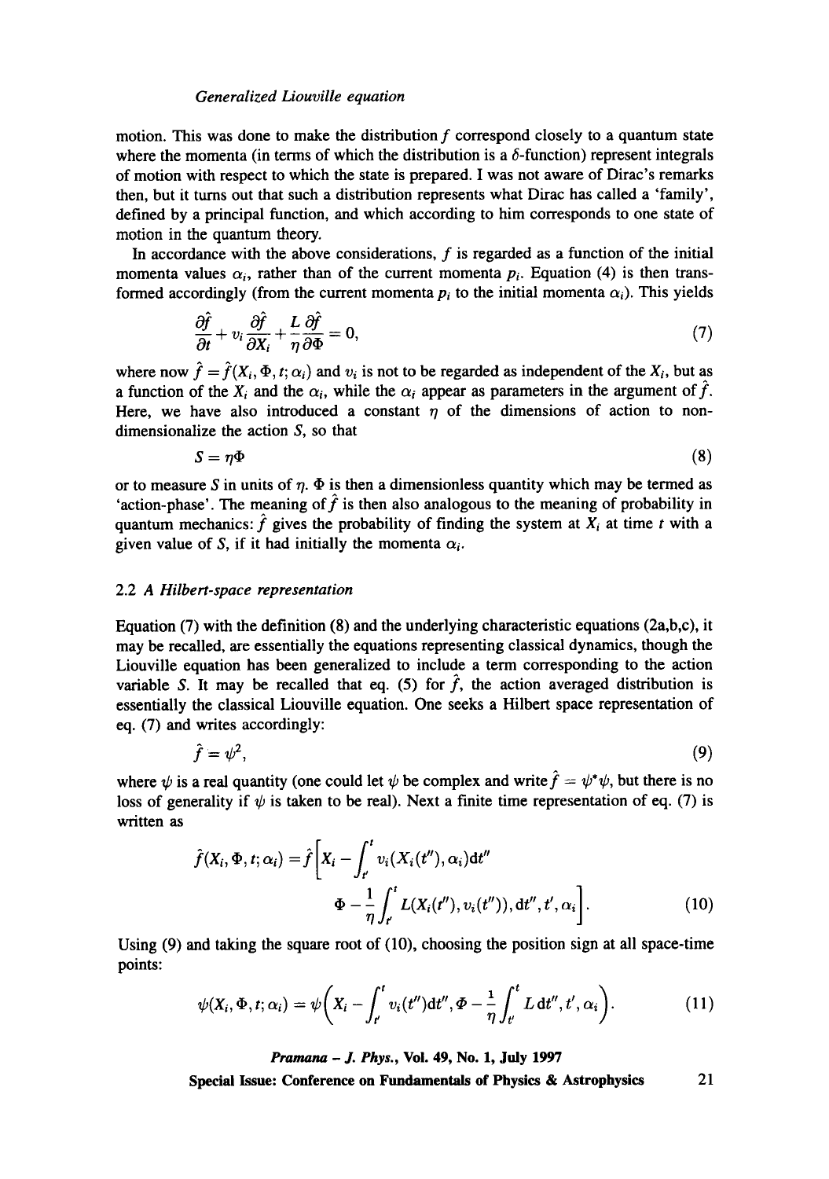motion. This was done to make the distribution $f$ correspond closely to a quantum state where the momenta (in terms of which the distribution is a $\delta$-function) represent integrals of motion with respect to which the state is prepared. I was not aware of Dirac's remarks then, but it turns out that such a distribution represents what Dirac has called a 'family', defined by a principal function, and which according to him corresponds to one state of motion in the quantum theory.

In accordance with the above considerations, $f$ is regarded as a function of the initial momenta values $\alpha_i$, rather than of the current momenta $p_i$. Equation (4) is then transformed accordingly (from the current momenta $p_i$ to the initial momenta $\alpha_i$). This yields

$$\frac{\partial \hat{f}}{\partial t} + v_i \frac{\partial \hat{f}}{\partial X_i} + \frac{L}{\eta} \frac{\partial \hat{f}}{\partial \Phi} = 0, \tag{7}$$

where now $\hat{f} = \hat{f}(X_i, \Phi, t; \alpha_i)$ and $v_i$ is not to be regarded as independent of the $X_i$, but as a function of the $X_i$ and the $\alpha_i$, while the $\alpha_i$ appear as parameters in the argument of $\hat{f}$. Here, we have also introduced a constant $\eta$ of the dimensions of action to non-dimensionalize the action $S$, so that

$$S = \eta \Phi \tag{8}$$

or to measure $S$ in units of $\eta$. $\Phi$ is then a dimensionless quantity which may be termed as 'action-phase'. The meaning of $\hat{f}$ is then also analogous to the meaning of probability in quantum mechanics: $\hat{f}$ gives the probability of finding the system at $X_i$ at time $t$ with a given value of $S$, if it had initially the momenta $\alpha_i$.

### 2.2 *A Hilbert-space representation*

Equation (7) with the definition (8) and the underlying characteristic equations (2a,b,c), it may be recalled, are essentially the equations representing classical dynamics, though the Liouville equation has been generalized to include a term corresponding to the action variable $S$. It may be recalled that eq. (5) for $\hat{f}$, the action averaged distribution is essentially the classical Liouville equation. One seeks a Hilbert space representation of eq. (7) and writes accordingly:

$$\hat{f} = \psi^2, \tag{9}$$

where $\psi$ is a real quantity (one could let $\psi$ be complex and write $\hat{f} = \psi^* \psi$, but there is no loss of generality if $\psi$ is taken to be real). Next a finite time representation of eq. (7) is written as

$$\hat{f}(X_i, \Phi, t; \alpha_i) = \hat{f}\left[X_i - \int_{t'}^{t} v_i(X_i(t''), \alpha_i) \mathrm{d}t'' \right. \\ \left. \Phi - \frac{1}{\eta} \int_{t'}^{t} L(X_i(t''), v_i(t'')), \mathrm{d}t'', t', \alpha_i \right]. \tag{10}$$

Using (9) and taking the square root of (10), choosing the position sign at all space-time points:

$$\psi(X_i, \Phi, t; \alpha_i) = \psi\left(X_i - \int_{t'}^{t} v_i(t'') \mathrm{d}t'', \Phi - \frac{1}{\eta} \int_{t'}^{t} L \, \mathrm{d}t'', t', \alpha_i \right). \tag{11}$$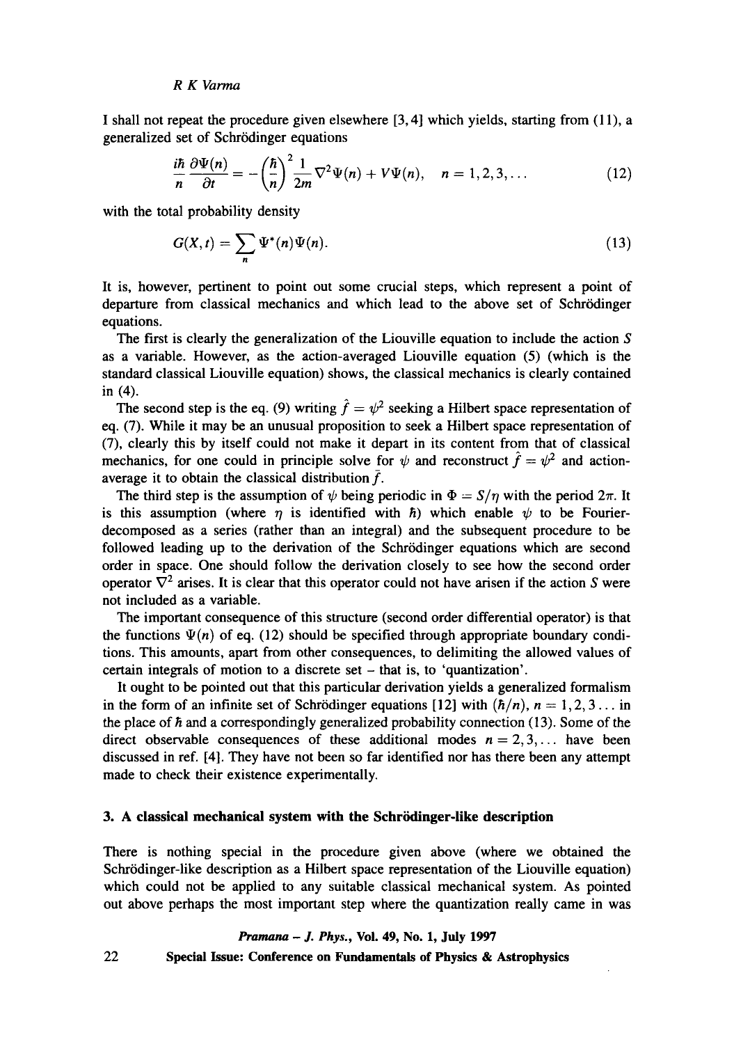I shall not repeat the procedure given elsewhere [3,4] which yields, starting from (11), a generalized set of Schrödinger equations

$$\frac{i\hbar}{n}\frac{\partial \Psi(n)}{\partial t} = -\left(\frac{\hbar}{n}\right)^2 \frac{1}{2m}\nabla^2\Psi(n) + V\Psi(n), \quad n = 1, 2, 3, \ldots \tag{12}$$

with the total probability density

$$G(X, t) = \sum_n \Psi^*(n)\Psi(n). \tag{13}$$

It is, however, pertinent to point out some crucial steps, which represent a point of departure from classical mechanics and which lead to the above set of Schrödinger equations.

The first is clearly the generalization of the Liouville equation to include the action $S$ as a variable. However, as the action-averaged Liouville equation (5) (which is the standard classical Liouville equation) shows, the classical mechanics is clearly contained in (4).

The second step is the eq. (9) writing $\hat{f} = \psi^2$ seeking a Hilbert space representation of eq. (7). While it may be an unusual proposition to seek a Hilbert space representation of (7), clearly this by itself could not make it depart in its content from that of classical mechanics, for one could in principle solve for $\psi$ and reconstruct $\hat{f} = \psi^2$ and action-average it to obtain the classical distribution $\bar{f}$.

The third step is the assumption of $\psi$ being periodic in $\Phi = S/\eta$ with the period $2\pi$. It is this assumption (where $\eta$ is identified with $\hbar$) which enable $\psi$ to be Fourier-decomposed as a series (rather than an integral) and the subsequent procedure to be followed leading up to the derivation of the Schrödinger equations which are second order in space. One should follow the derivation closely to see how the second order operator $\nabla^2$ arises. It is clear that this operator could not have arisen if the action $S$ were not included as a variable.

The important consequence of this structure (second order differential operator) is that the functions $\Psi(n)$ of eq. (12) should be specified through appropriate boundary conditions. This amounts, apart from other consequences, to delimiting the allowed values of certain integrals of motion to a discrete set – that is, to 'quantization'.

It ought to be pointed out that this particular derivation yields a generalized formalism in the form of an infinite set of Schrödinger equations [12] with $(\hbar/n)$, $n = 1, 2, 3\ldots$ in the place of $\hbar$ and a correspondingly generalized probability connection (13). Some of the direct observable consequences of these additional modes $n = 2, 3, \ldots$ have been discussed in ref. [4]. They have not been so far identified nor has there been any attempt made to check their existence experimentally.

## 3. A classical mechanical system with the Schrödinger-like description

There is nothing special in the procedure given above (where we obtained the Schrödinger-like description as a Hilbert space representation of the Liouville equation) which could not be applied to any suitable classical mechanical system. As pointed out above perhaps the most important step where the quantization really came in was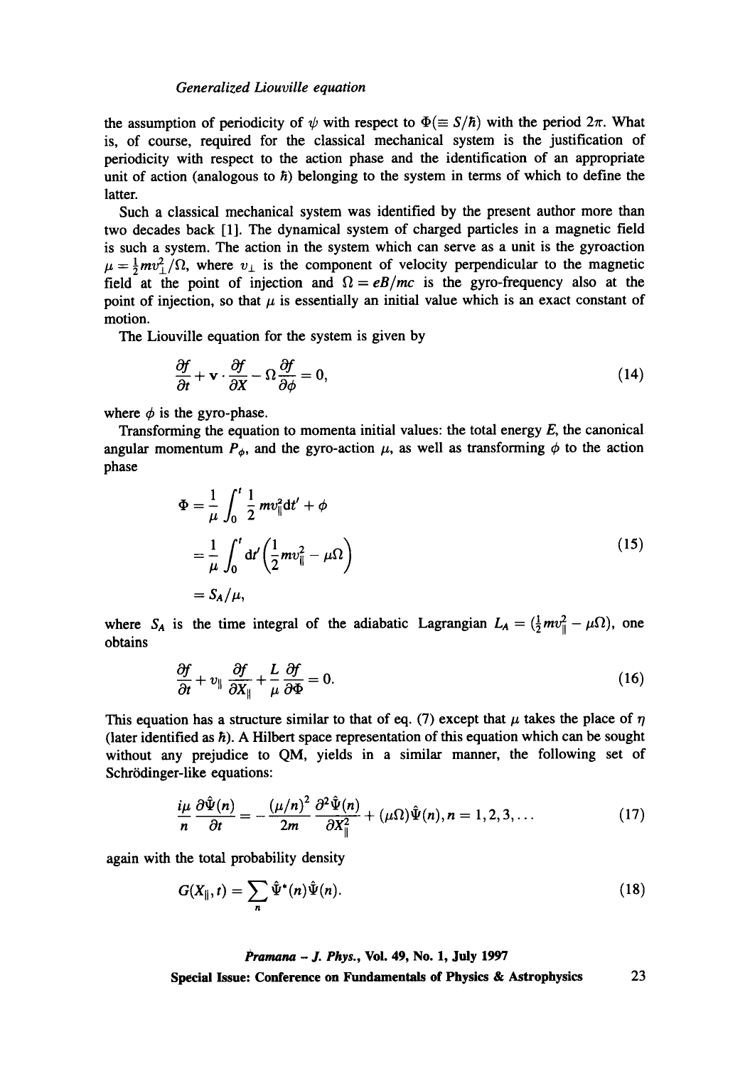the assumption of periodicity of $\psi$ with respect to $\Phi(\equiv S/\hbar)$ with the period $2\pi$. What is, of course, required for the classical mechanical system is the justification of periodicity with respect to the action phase and the identification of an appropriate unit of action (analogous to $\hbar$) belonging to the system in terms of which to define the latter.

Such a classical mechanical system was identified by the present author more than two decades back [1]. The dynamical system of charged particles in a magnetic field is such a system. The action in the system which can serve as a unit is the gyroaction $\mu = \frac{1}{2}mv_{\perp}^2/\Omega$, where $v_{\perp}$ is the component of velocity perpendicular to the magnetic field at the point of injection and $\Omega = eB/mc$ is the gyro-frequency also at the point of injection, so that $\mu$ is essentially an initial value which is an exact constant of motion.

The Liouville equation for the system is given by

$$\frac{\partial f}{\partial t} + \mathbf{v} \cdot \frac{\partial f}{\partial X} - \Omega \frac{\partial f}{\partial \phi} = 0, \tag{14}$$

where $\phi$ is the gyro-phase.

Transforming the equation to momenta initial values: the total energy $E$, the canonical angular momentum $P_{\phi}$, and the gyro-action $\mu$, as well as transforming $\phi$ to the action phase

$$\begin{aligned}
\Phi &= \frac{1}{\mu} \int_0^t \frac{1}{2} m v_{\parallel}^2 \mathrm{d}t' + \phi \\
&= \frac{1}{\mu} \int_0^t \mathrm{d}t' \left( \frac{1}{2} m v_{\parallel}^2 - \mu \Omega \right) \\
&= S_A/\mu,
\end{aligned} \tag{15}$$

where $S_A$ is the time integral of the adiabatic Lagrangian $L_A = (\frac{1}{2}mv_{\parallel}^2 - \mu\Omega)$, one obtains

$$\frac{\partial f}{\partial t} + v_{\parallel} \frac{\partial f}{\partial X_{\parallel}} + \frac{L}{\mu} \frac{\partial f}{\partial \Phi} = 0. \tag{16}$$

This equation has a structure similar to that of eq. (7) except that $\mu$ takes the place of $\eta$ (later identified as $\hbar$). A Hilbert space representation of this equation which can be sought without any prejudice to QM, yields in a similar manner, the following set of Schrödinger-like equations:

$$\frac{i\mu}{n} \frac{\partial \hat{\Psi}(n)}{\partial t} = -\frac{(\mu/n)^2}{2m} \frac{\partial^2 \hat{\Psi}(n)}{\partial X_{\parallel}^2} + (\mu\Omega)\hat{\Psi}(n), n = 1, 2, 3, \ldots \tag{17}$$

again with the total probability density

$$G(X_{\parallel}, t) = \sum_n \hat{\Psi}^*(n)\hat{\Psi}(n). \tag{18}$$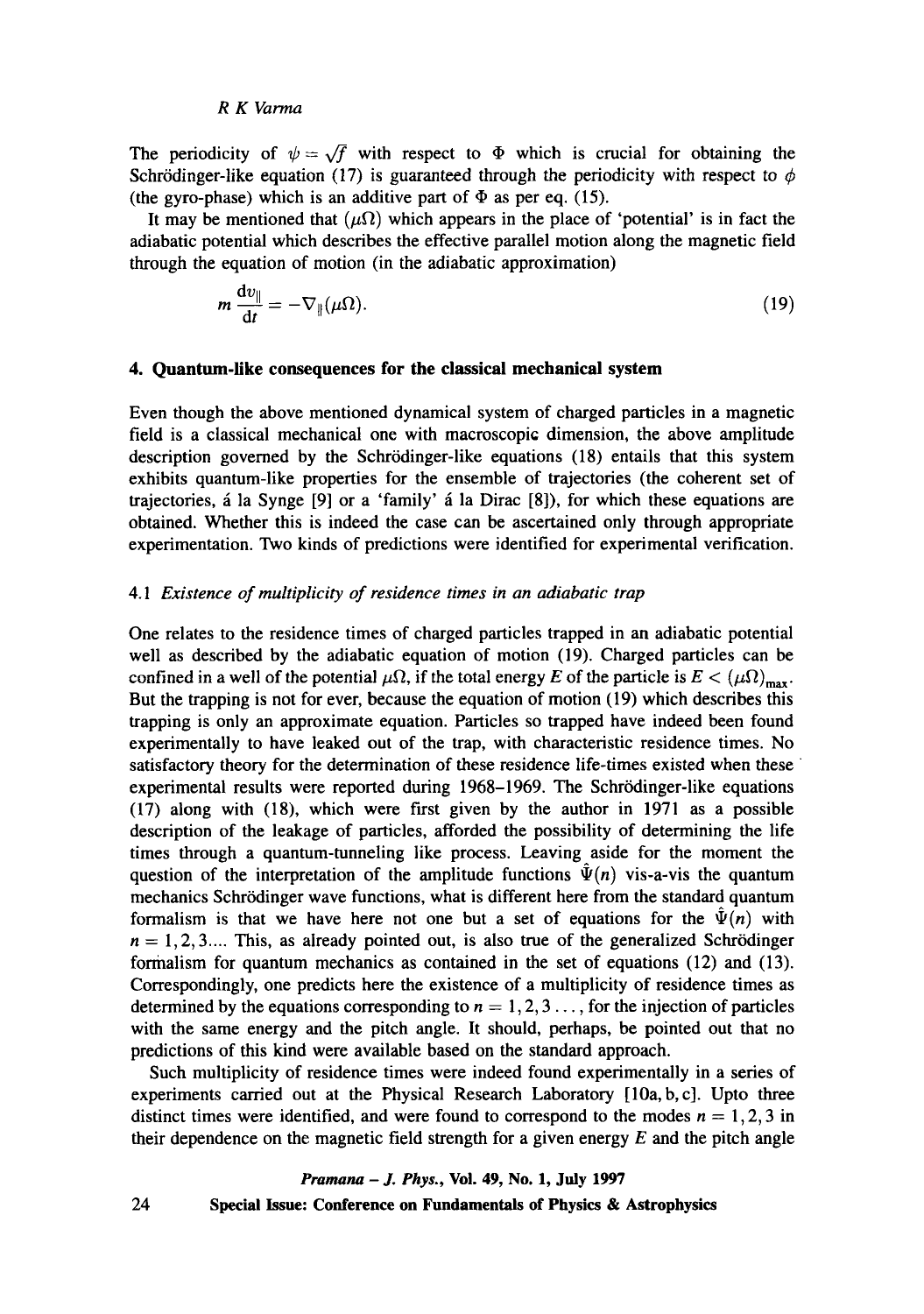The periodicity of $\psi = \sqrt{f}$ with respect to $\Phi$ which is crucial for obtaining the Schrödinger-like equation (17) is guaranteed through the periodicity with respect to $\phi$ (the gyro-phase) which is an additive part of $\Phi$ as per eq. (15).

It may be mentioned that $(\mu\Omega)$ which appears in the place of 'potential' is in fact the adiabatic potential which describes the effective parallel motion along the magnetic field through the equation of motion (in the adiabatic approximation)

$$m\frac{\mathrm{d}v_{\parallel}}{\mathrm{d}t} = -\nabla_{\parallel}(\mu\Omega). \tag{19}$$

## 4. Quantum-like consequences for the classical mechanical system

Even though the above mentioned dynamical system of charged particles in a magnetic field is a classical mechanical one with macroscopic dimension, the above amplitude description governed by the Schrödinger-like equations (18) entails that this system exhibits quantum-like properties for the ensemble of trajectories (the coherent set of trajectories, á la Synge [9] or a 'family' á la Dirac [8]), for which these equations are obtained. Whether this is indeed the case can be ascertained only through appropriate experimentation. Two kinds of predictions were identified for experimental verification.

### 4.1 *Existence of multiplicity of residence times in an adiabatic trap*

One relates to the residence times of charged particles trapped in an adiabatic potential well as described by the adiabatic equation of motion (19). Charged particles can be confined in a well of the potential $\mu\Omega$, if the total energy $E$ of the particle is $E < (\mu\Omega)_{\max}$. But the trapping is not for ever, because the equation of motion (19) which describes this trapping is only an approximate equation. Particles so trapped have indeed been found experimentally to have leaked out of the trap, with characteristic residence times. No satisfactory theory for the determination of these residence life-times existed when these experimental results were reported during 1968–1969. The Schrödinger-like equations (17) along with (18), which were first given by the author in 1971 as a possible description of the leakage of particles, afforded the possibility of determining the life times through a quantum-tunneling like process. Leaving aside for the moment the question of the interpretation of the amplitude functions $\hat{\Psi}(n)$ vis-a-vis the quantum mechanics Schrödinger wave functions, what is different here from the standard quantum formalism is that we have here not one but a set of equations for the $\hat{\Psi}(n)$ with $n = 1, 2, 3....$ This, as already pointed out, is also true of the generalized Schrödinger formalism for quantum mechanics as contained in the set of equations (12) and (13). Correspondingly, one predicts here the existence of a multiplicity of residence times as determined by the equations corresponding to $n = 1, 2, 3\ldots$, for the injection of particles with the same energy and the pitch angle. It should, perhaps, be pointed out that no predictions of this kind were available based on the standard approach.

Such multiplicity of residence times were indeed found experimentally in a series of experiments carried out at the Physical Research Laboratory [10a, b, c]. Upto three distinct times were identified, and were found to correspond to the modes $n = 1, 2, 3$ in their dependence on the magnetic field strength for a given energy $E$ and the pitch angle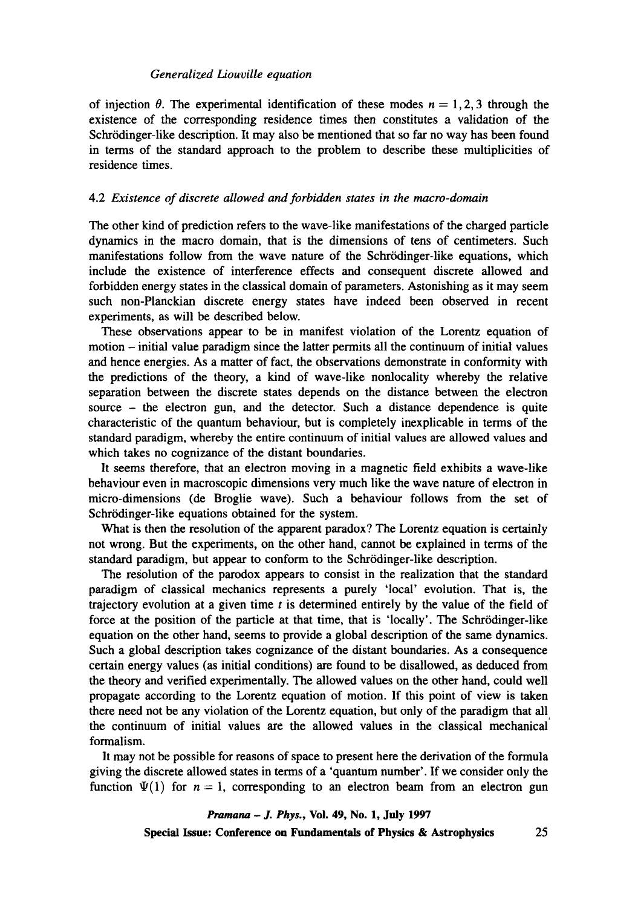of injection $\theta$. The experimental identification of these modes $n = 1, 2, 3$ through the existence of the corresponding residence times then constitutes a validation of the Schrödinger-like description. It may also be mentioned that so far no way has been found in terms of the standard approach to the problem to describe these multiplicities of residence times.

### 4.2 *Existence of discrete allowed and forbidden states in the macro-domain*

The other kind of prediction refers to the wave-like manifestations of the charged particle dynamics in the macro domain, that is the dimensions of tens of centimeters. Such manifestations follow from the wave nature of the Schrödinger-like equations, which include the existence of interference effects and consequent discrete allowed and forbidden energy states in the classical domain of parameters. Astonishing as it may seem such non-Planckian discrete energy states have indeed been observed in recent experiments, as will be described below.

These observations appear to be in manifest violation of the Lorentz equation of motion – initial value paradigm since the latter permits all the continuum of initial values and hence energies. As a matter of fact, the observations demonstrate in conformity with the predictions of the theory, a kind of wave-like nonlocality whereby the relative separation between the discrete states depends on the distance between the electron source – the electron gun, and the detector. Such a distance dependence is quite characteristic of the quantum behaviour, but is completely inexplicable in terms of the standard paradigm, whereby the entire continuum of initial values are allowed values and which takes no cognizance of the distant boundaries.

It seems therefore, that an electron moving in a magnetic field exhibits a wave-like behaviour even in macroscopic dimensions very much like the wave nature of electron in micro-dimensions (de Broglie wave). Such a behaviour follows from the set of Schrödinger-like equations obtained for the system.

What is then the resolution of the apparent paradox? The Lorentz equation is certainly not wrong. But the experiments, on the other hand, cannot be explained in terms of the standard paradigm, but appear to conform to the Schrödinger-like description.

The resolution of the parodox appears to consist in the realization that the standard paradigm of classical mechanics represents a purely 'local' evolution. That is, the trajectory evolution at a given time $t$ is determined entirely by the value of the field of force at the position of the particle at that time, that is 'locally'. The Schrödinger-like equation on the other hand, seems to provide a global description of the same dynamics. Such a global description takes cognizance of the distant boundaries. As a consequence certain energy values (as initial conditions) are found to be disallowed, as deduced from the theory and verified experimentally. The allowed values on the other hand, could well propagate according to the Lorentz equation of motion. If this point of view is taken there need not be any violation of the Lorentz equation, but only of the paradigm that all the continuum of initial values are the allowed values in the classical mechanical formalism.

It may not be possible for reasons of space to present here the derivation of the formula giving the discrete allowed states in terms of a 'quantum number'. If we consider only the function $\Psi(1)$ for $n = 1$, corresponding to an electron beam from an electron gun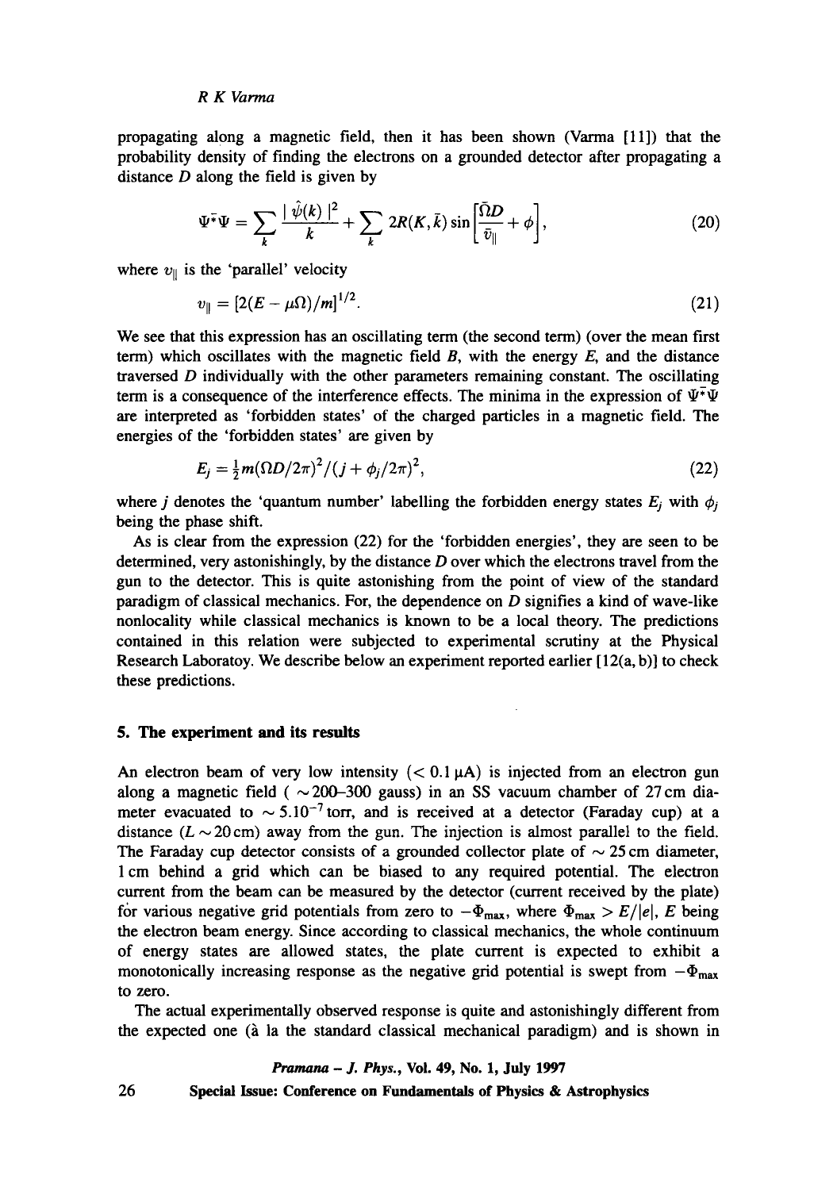propagating along a magnetic field, then it has been shown (Varma [11]) that the probability density of finding the electrons on a grounded detector after propagating a distance $D$ along the field is given by

$$\bar{\Psi}^* \Psi = \sum_k \frac{|\hat{\psi}(k)|^2}{k} + \sum_k 2R(K, \bar{k}) \sin\left[\frac{\bar{\Omega} D}{\bar{v}_\parallel} + \phi\right], \tag{20}$$

where $v_\parallel$ is the 'parallel' velocity

$$v_\parallel = [2(E - \mu\Omega)/m]^{1/2}. \tag{21}$$

We see that this expression has an oscillating term (the second term) (over the mean first term) which oscillates with the magnetic field $B$, with the energy $E$, and the distance traversed $D$ individually with the other parameters remaining constant. The oscillating term is a consequence of the interference effects. The minima in the expression of $\bar{\Psi}^* \Psi$ are interpreted as 'forbidden states' of the charged particles in a magnetic field. The energies of the 'forbidden states' are given by

$$E_j = \tfrac{1}{2} m (\Omega D / 2\pi)^2 / (j + \phi_j / 2\pi)^2, \tag{22}$$

where $j$ denotes the 'quantum number' labelling the forbidden energy states $E_j$ with $\phi_j$ being the phase shift.

As is clear from the expression (22) for the 'forbidden energies', they are seen to be determined, very astonishingly, by the distance $D$ over which the electrons travel from the gun to the detector. This is quite astonishing from the point of view of the standard paradigm of classical mechanics. For, the dependence on $D$ signifies a kind of wave-like nonlocality while classical mechanics is known to be a local theory. The predictions contained in this relation were subjected to experimental scrutiny at the Physical Research Laboratoy. We describe below an experiment reported earlier [12(a, b)] to check these predictions.

## 5. The experiment and its results

An electron beam of very low intensity ($< 0.1\,\mu$A) is injected from an electron gun along a magnetic field ( $\sim$200–300 gauss) in an SS vacuum chamber of 27 cm diameter evacuated to $\sim 5.10^{-7}$ torr, and is received at a detector (Faraday cup) at a distance ($L \sim 20$ cm) away from the gun. The injection is almost parallel to the field. The Faraday cup detector consists of a grounded collector plate of $\sim$ 25 cm diameter, 1 cm behind a grid which can be biased to any required potential. The electron current from the beam can be measured by the detector (current received by the plate) for various negative grid potentials from zero to $-\Phi_{\max}$, where $\Phi_{\max} > E/|e|$, $E$ being the electron beam energy. Since according to classical mechanics, the whole continuum of energy states are allowed states, the plate current is expected to exhibit a monotonically increasing response as the negative grid potential is swept from $-\Phi_{\max}$ to zero.

The actual experimentally observed response is quite and astonishingly different from the expected one (à la the standard classical mechanical paradigm) and is shown in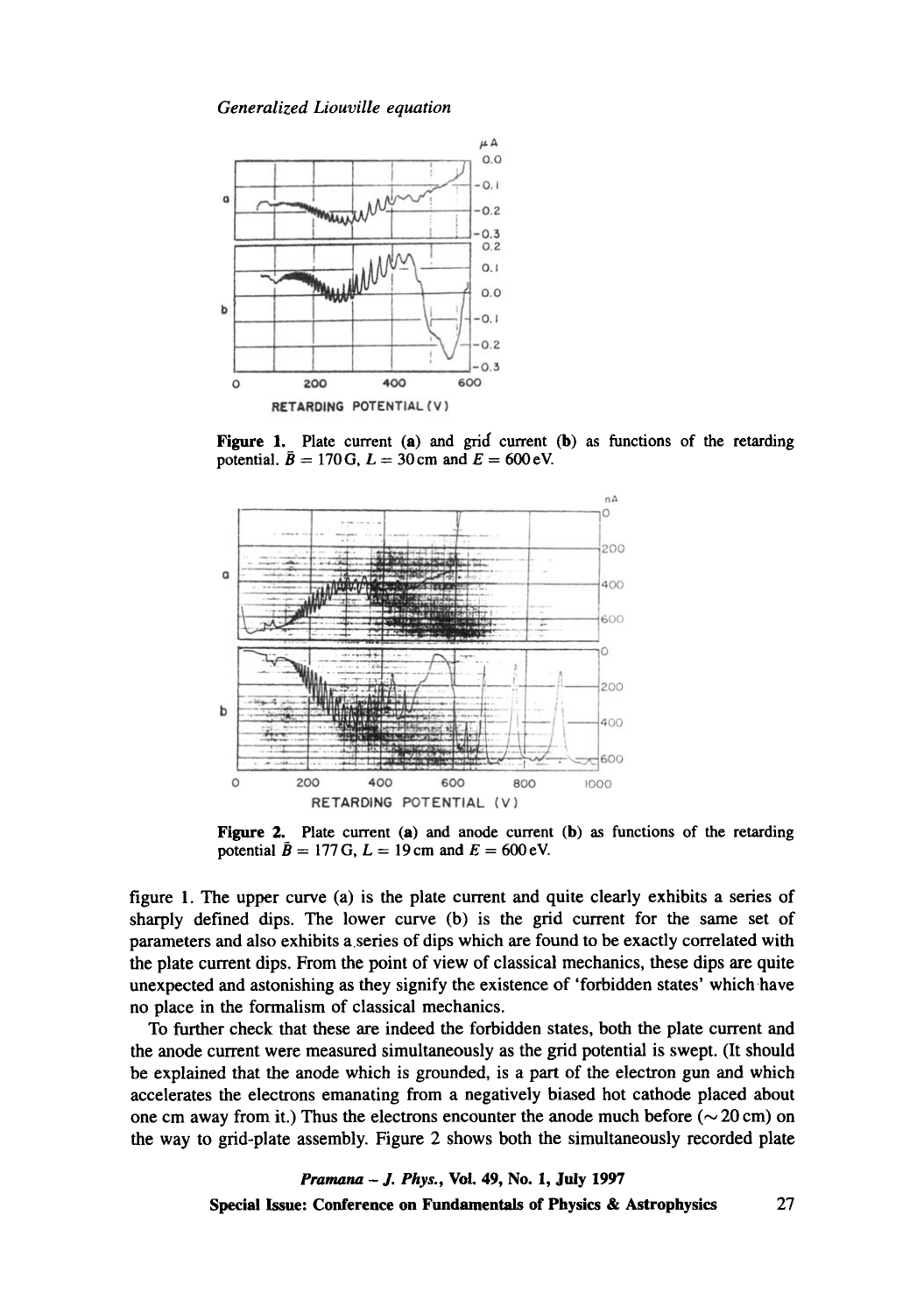**Figure 1.** Plate current (**a**) and grid current (**b**) as functions of the retarding potential. $\bar{B} = 170\,\mathrm{G}$, $L = 30\,\mathrm{cm}$ and $E = 600\,\mathrm{eV}$.

**Figure 2.** Plate current (**a**) and anode current (**b**) as functions of the retarding potential $\bar{B} = 177\,\mathrm{G}$, $L = 19\,\mathrm{cm}$ and $E = 600\,\mathrm{eV}$.

figure 1. The upper curve (a) is the plate current and quite clearly exhibits a series of sharply defined dips. The lower curve (b) is the grid current for the same set of parameters and also exhibits a series of dips which are found to be exactly correlated with the plate current dips. From the point of view of classical mechanics, these dips are quite unexpected and astonishing as they signify the existence of 'forbidden states' which have no place in the formalism of classical mechanics.

To further check that these are indeed the forbidden states, both the plate current and the anode current were measured simultaneously as the grid potential is swept. (It should be explained that the anode which is grounded, is a part of the electron gun and which accelerates the electrons emanating from a negatively biased hot cathode placed about one cm away from it.) Thus the electrons encounter the anode much before ($\sim 20\,\mathrm{cm}$) on the way to grid-plate assembly. Figure 2 shows both the simultaneously recorded plate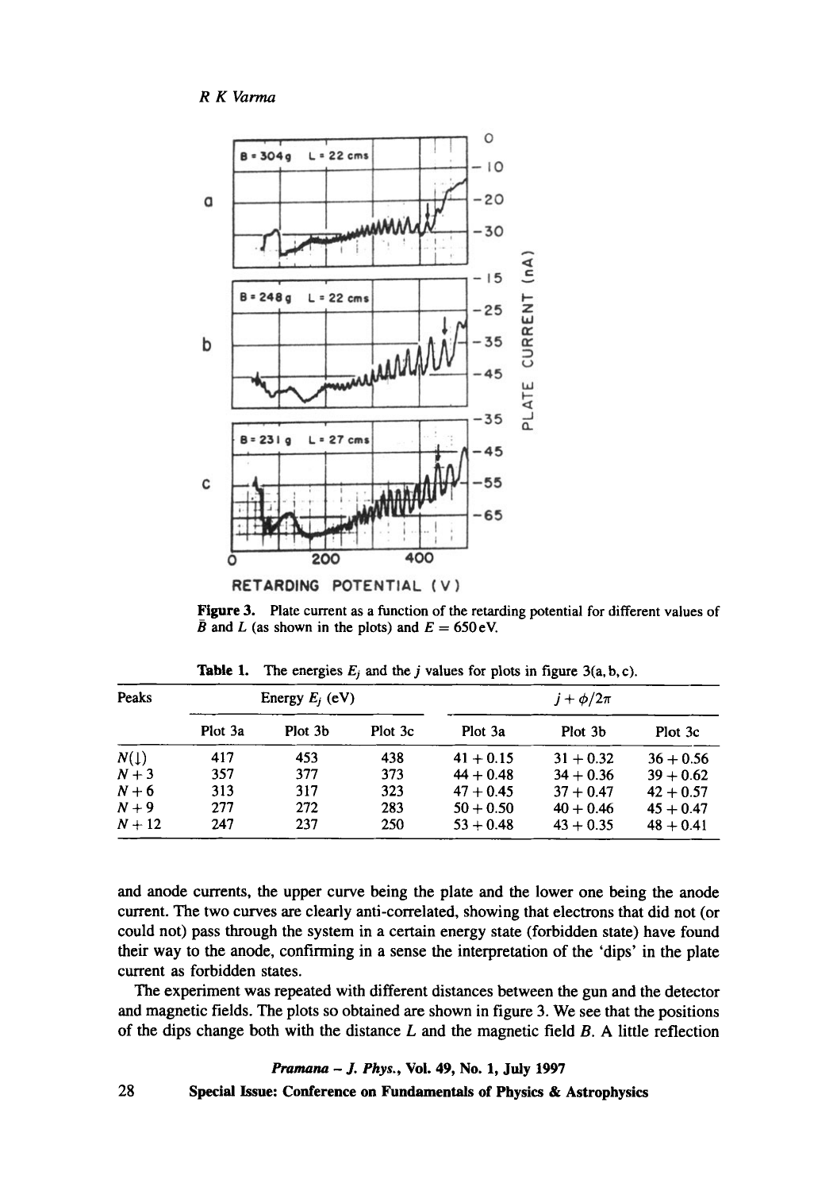Figure 3. Plate current as a function of the retarding potential for different values of $\bar{B}$ and $L$ (as shown in the plots) and $E = 650\,\text{eV}$.

Table 1. The energies $E_j$ and the $j$ values for plots in figure 3(a, b, c).

| Peaks | Energy $E_j$ (eV) | | | $j + \phi/2\pi$ | | |
|---|---|---|---|---|---|---|
| | Plot 3a | Plot 3b | Plot 3c | Plot 3a | Plot 3b | Plot 3c |
| $N(\downarrow)$ | 417 | 453 | 438 | $41 + 0.15$ | $31 + 0.32$ | $36 + 0.56$ |
| $N + 3$ | 357 | 377 | 373 | $44 + 0.48$ | $34 + 0.36$ | $39 + 0.62$ |
| $N + 6$ | 313 | 317 | 323 | $47 + 0.45$ | $37 + 0.47$ | $42 + 0.57$ |
| $N + 9$ | 277 | 272 | 283 | $50 + 0.50$ | $40 + 0.46$ | $45 + 0.47$ |
| $N + 12$ | 247 | 237 | 250 | $53 + 0.48$ | $43 + 0.35$ | $48 + 0.41$ |

and anode currents, the upper curve being the plate and the lower one being the anode current. The two curves are clearly anti-correlated, showing that electrons that did not (or could not) pass through the system in a certain energy state (forbidden state) have found their way to the anode, confirming in a sense the interpretation of the 'dips' in the plate current as forbidden states.

The experiment was repeated with different distances between the gun and the detector and magnetic fields. The plots so obtained are shown in figure 3. We see that the positions of the dips change both with the distance $L$ and the magnetic field $B$. A little reflection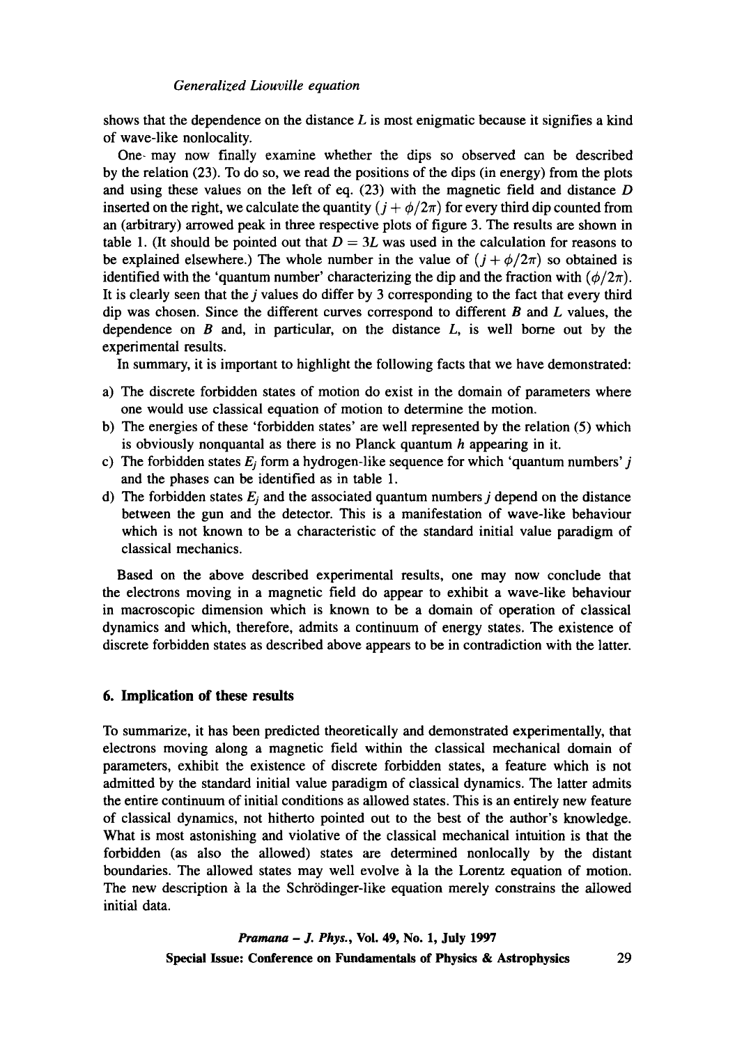shows that the dependence on the distance $L$ is most enigmatic because it signifies a kind of wave-like nonlocality.

One may now finally examine whether the dips so observed can be described by the relation (23). To do so, we read the positions of the dips (in energy) from the plots and using these values on the left of eq. (23) with the magnetic field and distance $D$ inserted on the right, we calculate the quantity $(j + \phi/2\pi)$ for every third dip counted from an (arbitrary) arrowed peak in three respective plots of figure 3. The results are shown in table 1. (It should be pointed out that $D = 3L$ was used in the calculation for reasons to be explained elsewhere.) The whole number in the value of $(j + \phi/2\pi)$ so obtained is identified with the 'quantum number' characterizing the dip and the fraction with $(\phi/2\pi)$. It is clearly seen that the $j$ values do differ by 3 corresponding to the fact that every third dip was chosen. Since the different curves correspond to different $B$ and $L$ values, the dependence on $B$ and, in particular, on the distance $L$, is well borne out by the experimental results.

In summary, it is important to highlight the following facts that we have demonstrated:

a) The discrete forbidden states of motion do exist in the domain of parameters where one would use classical equation of motion to determine the motion.
b) The energies of these 'forbidden states' are well represented by the relation (5) which is obviously nonquantal as there is no Planck quantum $h$ appearing in it.
c) The forbidden states $E_j$ form a hydrogen-like sequence for which 'quantum numbers' $j$ and the phases can be identified as in table 1.
d) The forbidden states $E_j$ and the associated quantum numbers $j$ depend on the distance between the gun and the detector. This is a manifestation of wave-like behaviour which is not known to be a characteristic of the standard initial value paradigm of classical mechanics.

Based on the above described experimental results, one may now conclude that the electrons moving in a magnetic field do appear to exhibit a wave-like behaviour in macroscopic dimension which is known to be a domain of operation of classical dynamics and which, therefore, admits a continuum of energy states. The existence of discrete forbidden states as described above appears to be in contradiction with the latter.

## 6. Implication of these results

To summarize, it has been predicted theoretically and demonstrated experimentally, that electrons moving along a magnetic field within the classical mechanical domain of parameters, exhibit the existence of discrete forbidden states, a feature which is not admitted by the standard initial value paradigm of classical dynamics. The latter admits the entire continuum of initial conditions as allowed states. This is an entirely new feature of classical dynamics, not hitherto pointed out to the best of the author's knowledge. What is most astonishing and violative of the classical mechanical intuition is that the forbidden (as also the allowed) states are determined nonlocally by the distant boundaries. The allowed states may well evolve à la the Lorentz equation of motion. The new description à la the Schrödinger-like equation merely constrains the allowed initial data.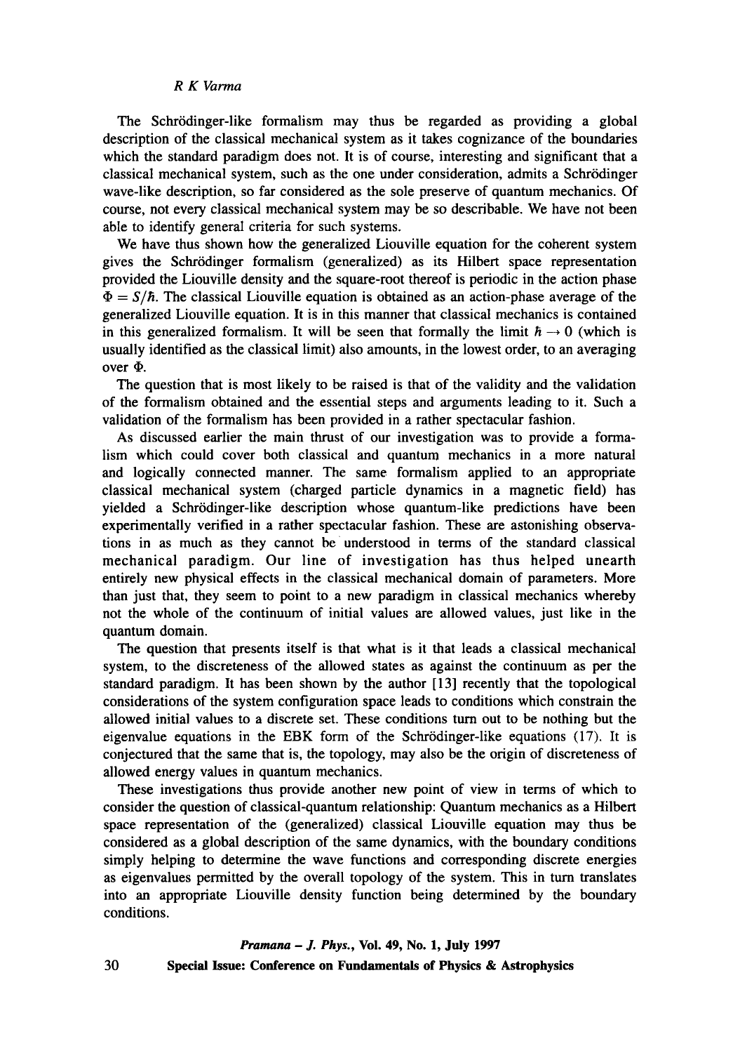The Schrödinger-like formalism may thus be regarded as providing a global description of the classical mechanical system as it takes cognizance of the boundaries which the standard paradigm does not. It is of course, interesting and significant that a classical mechanical system, such as the one under consideration, admits a Schrödinger wave-like description, so far considered as the sole preserve of quantum mechanics. Of course, not every classical mechanical system may be so describable. We have not been able to identify general criteria for such systems.

We have thus shown how the generalized Liouville equation for the coherent system gives the Schrödinger formalism (generalized) as its Hilbert space representation provided the Liouville density and the square-root thereof is periodic in the action phase $\Phi = S/\hbar$. The classical Liouville equation is obtained as an action-phase average of the generalized Liouville equation. It is in this manner that classical mechanics is contained in this generalized formalism. It will be seen that formally the limit $\hbar \to 0$ (which is usually identified as the classical limit) also amounts, in the lowest order, to an averaging over $\Phi$.

The question that is most likely to be raised is that of the validity and the validation of the formalism obtained and the essential steps and arguments leading to it. Such a validation of the formalism has been provided in a rather spectacular fashion.

As discussed earlier the main thrust of our investigation was to provide a formalism which could cover both classical and quantum mechanics in a more natural and logically connected manner. The same formalism applied to an appropriate classical mechanical system (charged particle dynamics in a magnetic field) has yielded a Schrödinger-like description whose quantum-like predictions have been experimentally verified in a rather spectacular fashion. These are astonishing observations in as much as they cannot be understood in terms of the standard classical mechanical paradigm. Our line of investigation has thus helped unearth entirely new physical effects in the classical mechanical domain of parameters. More than just that, they seem to point to a new paradigm in classical mechanics whereby not the whole of the continuum of initial values are allowed values, just like in the quantum domain.

The question that presents itself is that what is it that leads a classical mechanical system, to the discreteness of the allowed states as against the continuum as per the standard paradigm. It has been shown by the author [13] recently that the topological considerations of the system configuration space leads to conditions which constrain the allowed initial values to a discrete set. These conditions turn out to be nothing but the eigenvalue equations in the EBK form of the Schrödinger-like equations (17). It is conjectured that the same that is, the topology, may also be the origin of discreteness of allowed energy values in quantum mechanics.

These investigations thus provide another new point of view in terms of which to consider the question of classical-quantum relationship: Quantum mechanics as a Hilbert space representation of the (generalized) classical Liouville equation may thus be considered as a global description of the same dynamics, with the boundary conditions simply helping to determine the wave functions and corresponding discrete energies as eigenvalues permitted by the overall topology of the system. This in turn translates into an appropriate Liouville density function being determined by the boundary conditions.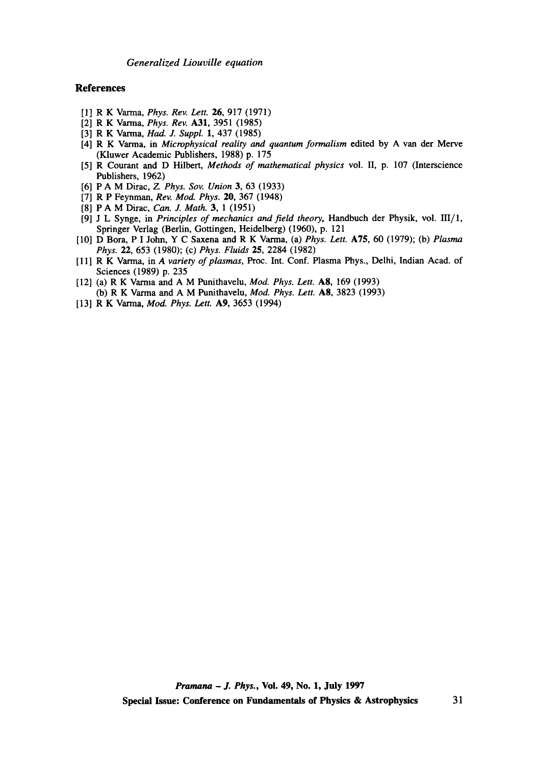## References

[1] R K Varma, *Phys. Rev. Lett.* **26**, 917 (1971)

[2] R K Varma, *Phys. Rev.* **A31**, 3951 (1985)

[3] R K Varma, *Had. J. Suppl.* **1**, 437 (1985)

[4] R K Varma, in *Microphysical reality and quantum formalism* edited by A van der Merve (Kluwer Academic Publishers, 1988) p. 175

[5] R Courant and D Hilbert, *Methods of mathematical physics* vol. II, p. 107 (Interscience Publishers, 1962)

[6] P A M Dirac, *Z. Phys. Sov. Union* **3**, 63 (1933)

[7] R P Feynman, *Rev. Mod. Phys.* **20**, 367 (1948)

[8] P A M Dirac, *Can. J. Math.* **3**, 1 (1951)

[9] J L Synge, in *Principles of mechanics and field theory*, Handbuch der Physik, vol. III/1, Springer Verlag (Berlin, Gottingen, Heidelberg) (1960), p. 121

[10] D Bora, P I John, Y C Saxena and R K Varma, (a) *Phys. Lett.* **A75**, 60 (1979); (b) *Plasma Phys.* **22**, 653 (1980); (c) *Phys. Fluids* **25**, 2284 (1982)

[11] R K Varma, in *A variety of plasmas*, Proc. Int. Conf. Plasma Phys., Delhi, Indian Acad. of Sciences (1989) p. 235

[12] (a) R K Varma and A M Punithavelu, *Mod. Phys. Lett.* **A8**, 169 (1993)
(b) R K Varma and A M Punithavelu, *Mod. Phys. Lett.* **A8**, 3823 (1993)

[13] R K Varma, *Mod. Phys. Lett.* **A9**, 3653 (1994)